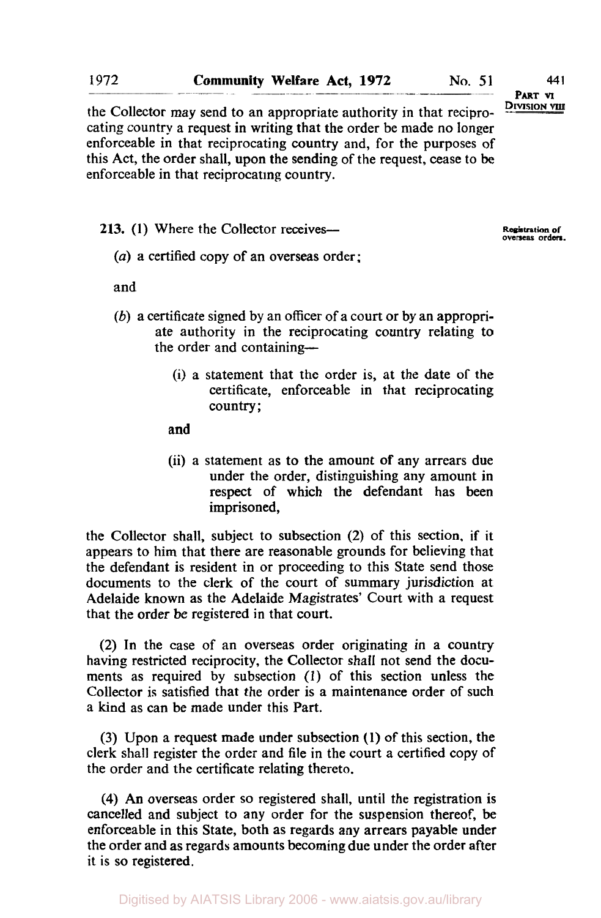the Collector may send to an appropriate authority in that reciprocating country a request in writing that the order be made no longer enforceable in that reciprocating country and, for the purposes of this Act, the order shall, upon the sending of the request, cease to be enforceable in that reciprocating country.

**Registration of overseas orders.**

**213.** (1) Where the Collector receives—

(*a*) a certified copy of an overseas order;

and

(*b*) a certificate signed by an officer of a court or by an appropriate authority in the reciprocating country relating to the order and containing—

(i) a statement that the order is, at the date of the certificate, enforceable in that reciprocating country;

and

(ii) a statement as to the amount of any arrears due under the order, distinguishing any amount in respect of which the defendant has been imprisoned,

the Collector shall, subject to subsection (2) of this section, if it appears to him that there are reasonable grounds for believing that the defendant is resident in or proceeding to this State send those documents to the clerk of the court of summary jurisdiction at Adelaide known as the Adelaide Magistrates' Court with a request that the order be registered in that court.

(2) In the case of an overseas order originating in a country having restricted reciprocity, the Collector shall not send the documents as required by subsection (1) of this section unless the Collector is satisfied that the order is a maintenance order of such a kind as can be made under this Part.

(3) Upon a request made under subsection (1) of this section, the clerk shall register the order and file in the court a certified copy of the order and the certificate relating thereto.

(4) An overseas order so registered shall, until the registration is cancelled and subject to any order for the suspension thereof, be enforceable in this State, both as regards any arrears payable under the order and as regards amounts becoming due under the order after it is so registered.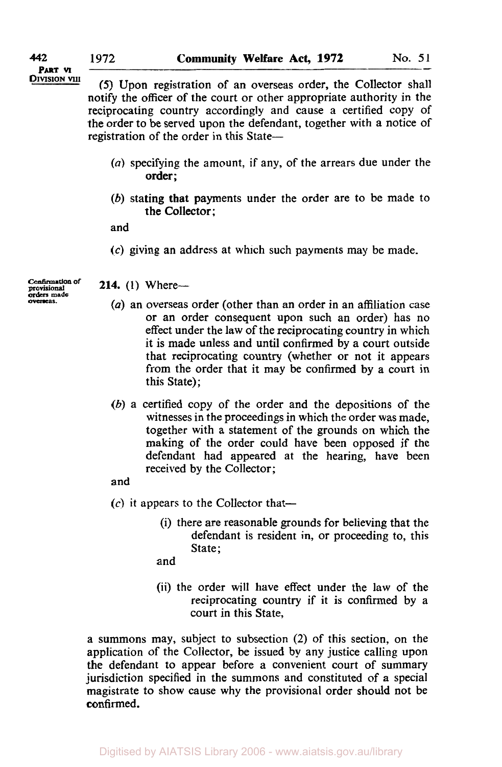(5) Upon registration of an overseas order, the Collector shall notify the officer of the court or other appropriate authority in the reciprocating country accordingly and cause a certified copy of the order to be served upon the defendant, together with a notice of registration of the order in this State—

(*a*) specifying the amount, if any, of the arrears due under the order;

(*b*) stating that payments under the order are to be made to the Collector;

and

(*c*) giving an address at which such payments may be made.

Confirmation of provisional orders made overseas.

**214.** (1) Where—

(*a*) an overseas order (other than an order in an affiliation case or an order consequent upon such an order) has no effect under the law of the reciprocating country in which it is made unless and until confirmed by a court outside that reciprocating country (whether or not it appears from the order that it may be confirmed by a court in this State);

(*b*) a certified copy of the order and the depositions of the witnesses in the proceedings in which the order was made, together with a statement of the grounds on which the making of the order could have been opposed if the defendant had appeared at the hearing, have been received by the Collector;

and

(*c*) it appears to the Collector that—

(i) there are reasonable grounds for believing that the defendant is resident in, or proceeding to, this State;

and

(ii) the order will have effect under the law of the reciprocating country if it is confirmed by a court in this State,

a summons may, subject to subsection (2) of this section, on the application of the Collector, be issued by any justice calling upon the defendant to appear before a convenient court of summary jurisdiction specified in the summons and constituted of a special magistrate to show cause why the provisional order should not be confirmed.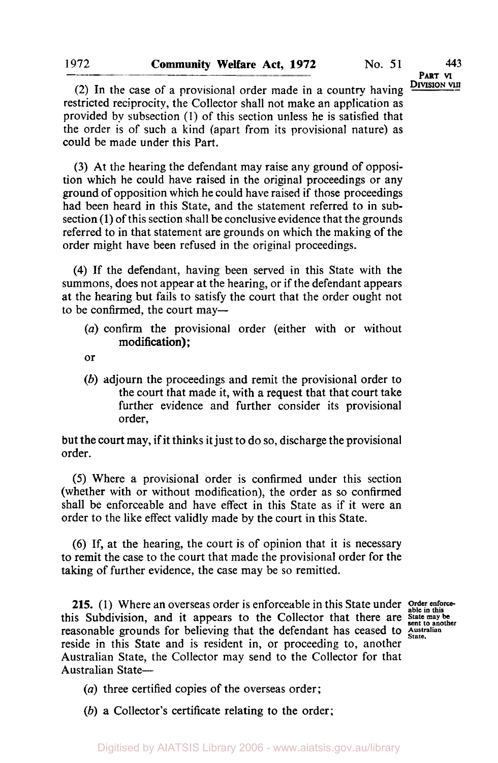(2) In the case of a provisional order made in a country having restricted reciprocity, the Collector shall not make an application as provided by subsection (1) of this section unless he is satisfied that the order is of such a kind (apart from its provisional nature) as could be made under this Part.

(3) At the hearing the defendant may raise any ground of opposition which he could have raised in the original proceedings or any ground of opposition which he could have raised if those proceedings had been heard in this State, and the statement referred to in subsection (1) of this section shall be conclusive evidence that the grounds referred to in that statement are grounds on which the making of the order might have been refused in the original proceedings.

(4) If the defendant, having been served in this State with the summons, does not appear at the hearing, or if the defendant appears at the hearing but fails to satisfy the court that the order ought not to be confirmed, the court may—

(*a*) confirm the provisional order (either with or without modification);

or

(*b*) adjourn the proceedings and remit the provisional order to the court that made it, with a request that that court take further evidence and further consider its provisional order,

but the court may, if it thinks it just to do so, discharge the provisional order.

(5) Where a provisional order is confirmed under this section (whether with or without modification), the order as so confirmed shall be enforceable and have effect in this State as if it were an order to the like effect validly made by the court in this State.

(6) If, at the hearing, the court is of opinion that it is necessary to remit the case to the court that made the provisional order for the taking of further evidence, the case may be so remitted.

*Order enforceable in this State may be sent to another Australian State.*

**215.** (1) Where an overseas order is enforceable in this State under this Subdivision, and it appears to the Collector that there are reasonable grounds for believing that the defendant has ceased to reside in this State and is resident in, or proceeding to, another Australian State, the Collector may send to the Collector for that Australian State—

(*a*) three certified copies of the overseas order;

(*b*) a Collector's certificate relating to the order;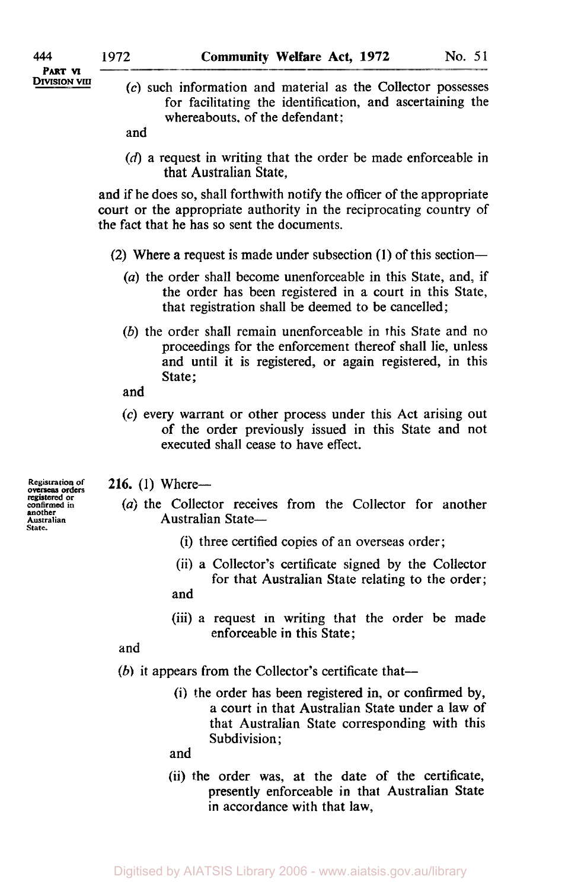(c) such information and material as the Collector possesses for facilitating the identification, and ascertaining the whereabouts, of the defendant;

and

(d) a request in writing that the order be made enforceable in that Australian State,

and if he does so, shall forthwith notify the officer of the appropriate court or the appropriate authority in the reciprocating country of the fact that he has so sent the documents.

(2) Where a request is made under subsection (1) of this section—

(a) the order shall become unenforceable in this State, and, if the order has been registered in a court in this State, that registration shall be deemed to be cancelled;

(b) the order shall remain unenforceable in this State and no proceedings for the enforcement thereof shall lie, unless and until it is registered, or again registered, in this State;

and

(c) every warrant or other process under this Act arising out of the order previously issued in this State and not executed shall cease to have effect.

Registration of overseas orders registered or confirmed in another Australian State.

**216.** (1) Where—

(a) the Collector receives from the Collector for another Australian State—

(i) three certified copies of an overseas order;

(ii) a Collector's certificate signed by the Collector for that Australian State relating to the order;

and

(iii) a request in writing that the order be made enforceable in this State;

and

(b) it appears from the Collector's certificate that—

(i) the order has been registered in, or confirmed by, a court in that Australian State under a law of that Australian State corresponding with this Subdivision;

and

(ii) the order was, at the date of the certificate, presently enforceable in that Australian State in accordance with that law,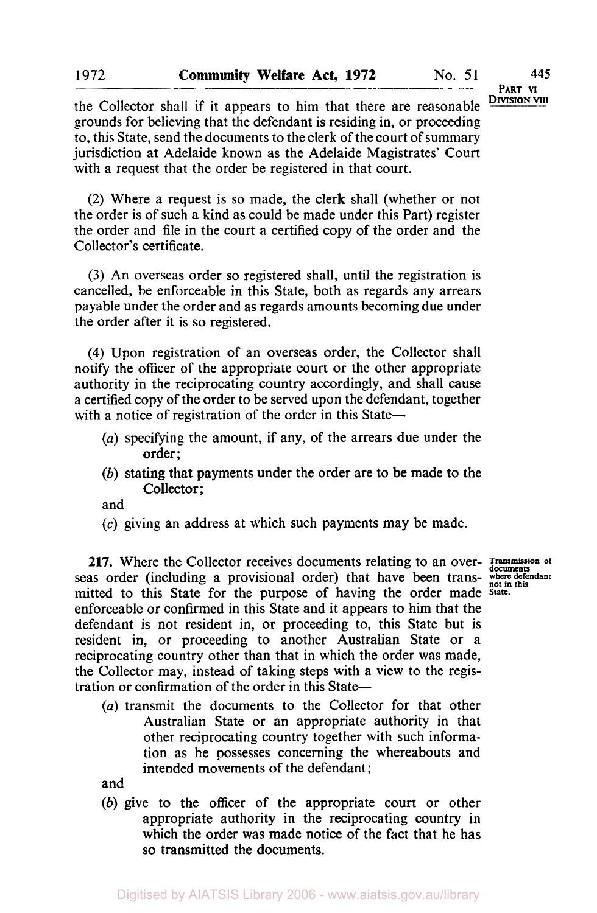the Collector shall if it appears to him that there are reasonable grounds for believing that the defendant is residing in, or proceeding to, this State, send the documents to the clerk of the court of summary jurisdiction at Adelaide known as the Adelaide Magistrates' Court with a request that the order be registered in that court.

(2) Where a request is so made, the clerk shall (whether or not the order is of such a kind as could be made under this Part) register the order and file in the court a certified copy of the order and the Collector's certificate.

(3) An overseas order so registered shall, until the registration is cancelled, be enforceable in this State, both as regards any arrears payable under the order and as regards amounts becoming due under the order after it is so registered.

(4) Upon registration of an overseas order, the Collector shall notify the officer of the appropriate court or the other appropriate authority in the reciprocating country accordingly, and shall cause a certified copy of the order to be served upon the defendant, together with a notice of registration of the order in this State—

- (*a*) specifying the amount, if any, of the arrears due under the order;
- (*b*) stating that payments under the order are to be made to the Collector;

and

- (*c*) giving an address at which such payments may be made.

**Transmission of documents where defendant not in this State.**

**217.** Where the Collector receives documents relating to an overseas order (including a provisional order) that have been transmitted to this State for the purpose of having the order made enforceable or confirmed in this State and it appears to him that the defendant is not resident in, or proceeding to, this State but is resident in, or proceeding to another Australian State or a reciprocating country other than that in which the order was made, the Collector may, instead of taking steps with a view to the registration or confirmation of the order in this State—

- (*a*) transmit the documents to the Collector for that other Australian State or an appropriate authority in that other reciprocating country together with such information as he possesses concerning the whereabouts and intended movements of the defendant;

and

- (*b*) give to the officer of the appropriate court or other appropriate authority in the reciprocating country in which the order was made notice of the fact that he has so transmitted the documents.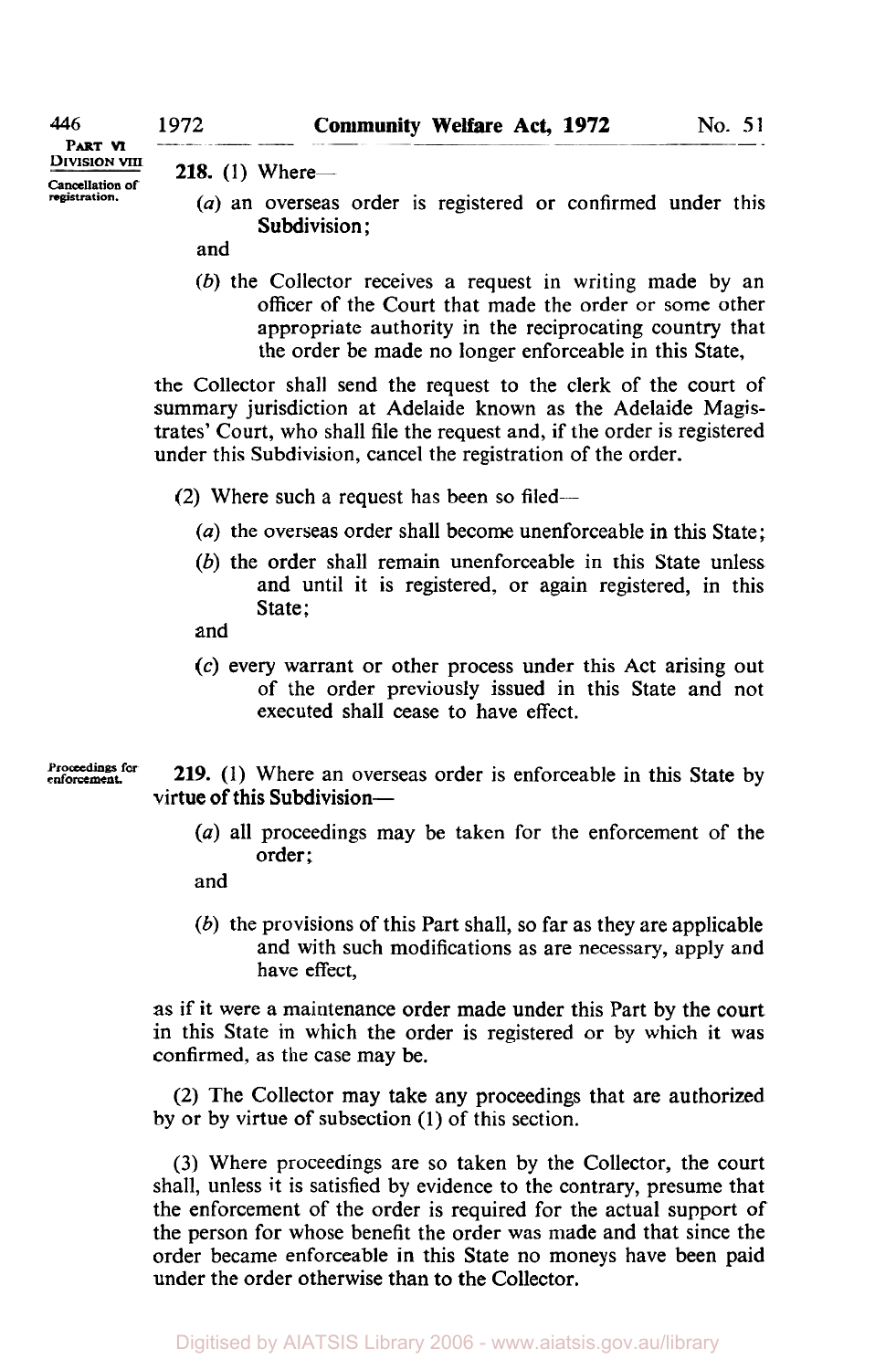**Cancellation of registration.**

**218.** (1) Where—

(*a*) an overseas order is registered or confirmed under this Subdivision;

and

(*b*) the Collector receives a request in writing made by an officer of the Court that made the order or some other appropriate authority in the reciprocating country that the order be made no longer enforceable in this State,

the Collector shall send the request to the clerk of the court of summary jurisdiction at Adelaide known as the Adelaide Magistrates' Court, who shall file the request and, if the order is registered under this Subdivision, cancel the registration of the order.

(2) Where such a request has been so filed—

(*a*) the overseas order shall become unenforceable in this State;

(*b*) the order shall remain unenforceable in this State unless and until it is registered, or again registered, in this State;

and

(*c*) every warrant or other process under this Act arising out of the order previously issued in this State and not executed shall cease to have effect.

**Proceedings for enforcement.**

**219.** (1) Where an overseas order is enforceable in this State by virtue of this Subdivision—

(*a*) all proceedings may be taken for the enforcement of the order;

and

(*b*) the provisions of this Part shall, so far as they are applicable and with such modifications as are necessary, apply and have effect,

as if it were a maintenance order made under this Part by the court in this State in which the order is registered or by which it was confirmed, as the case may be.

(2) The Collector may take any proceedings that are authorized by or by virtue of subsection (1) of this section.

(3) Where proceedings are so taken by the Collector, the court shall, unless it is satisfied by evidence to the contrary, presume that the enforcement of the order is required for the actual support of the person for whose benefit the order was made and that since the order became enforceable in this State no moneys have been paid under the order otherwise than to the Collector.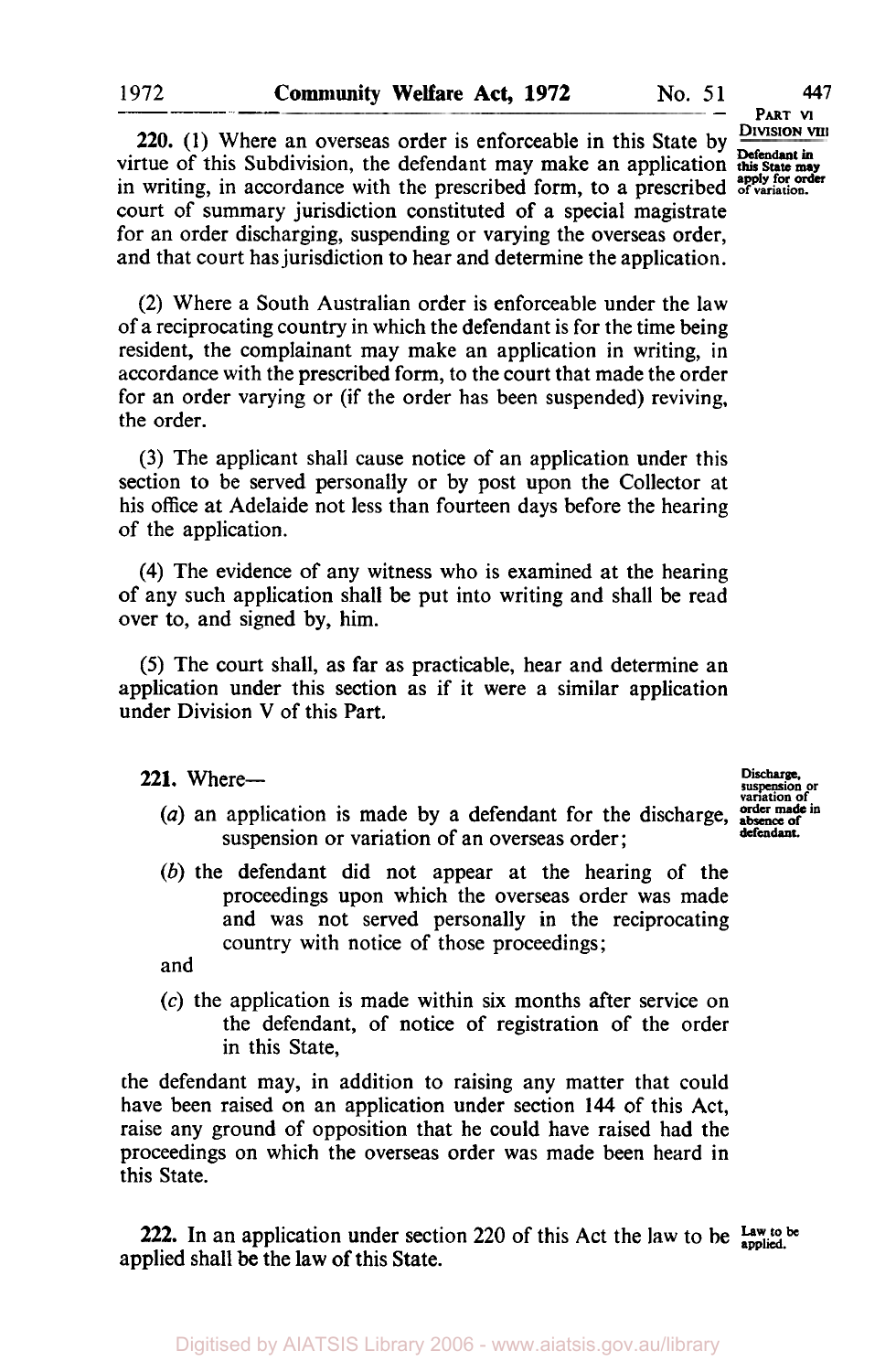**220.** (1) Where an overseas order is enforceable in this State by virtue of this Subdivision, the defendant may make an application in writing, in accordance with the prescribed form, to a prescribed court of summary jurisdiction constituted of a special magistrate for an order discharging, suspending or varying the overseas order, and that court has jurisdiction to hear and determine the application.

*Defendant in this State may apply for order of variation.*

(2) Where a South Australian order is enforceable under the law of a reciprocating country in which the defendant is for the time being resident, the complainant may make an application in writing, in accordance with the prescribed form, to the court that made the order for an order varying or (if the order has been suspended) reviving, the order.

(3) The applicant shall cause notice of an application under this section to be served personally or by post upon the Collector at his office at Adelaide not less than fourteen days before the hearing of the application.

(4) The evidence of any witness who is examined at the hearing of any such application shall be put into writing and shall be read over to, and signed by, him.

(5) The court shall, as far as practicable, hear and determine an application under this section as if it were a similar application under Division V of this Part.

**221.** Where—

*Discharge, suspension or variation of order made in absence of defendant.*

(*a*) an application is made by a defendant for the discharge, suspension or variation of an overseas order;

(*b*) the defendant did not appear at the hearing of the proceedings upon which the overseas order was made and was not served personally in the reciprocating country with notice of those proceedings;

and

(*c*) the application is made within six months after service on the defendant, of notice of registration of the order in this State,

the defendant may, in addition to raising any matter that could have been raised on an application under section 144 of this Act, raise any ground of opposition that he could have raised had the proceedings on which the overseas order was made been heard in this State.

**222.** In an application under section 220 of this Act the law to be applied shall be the law of this State.

*Law to be applied.*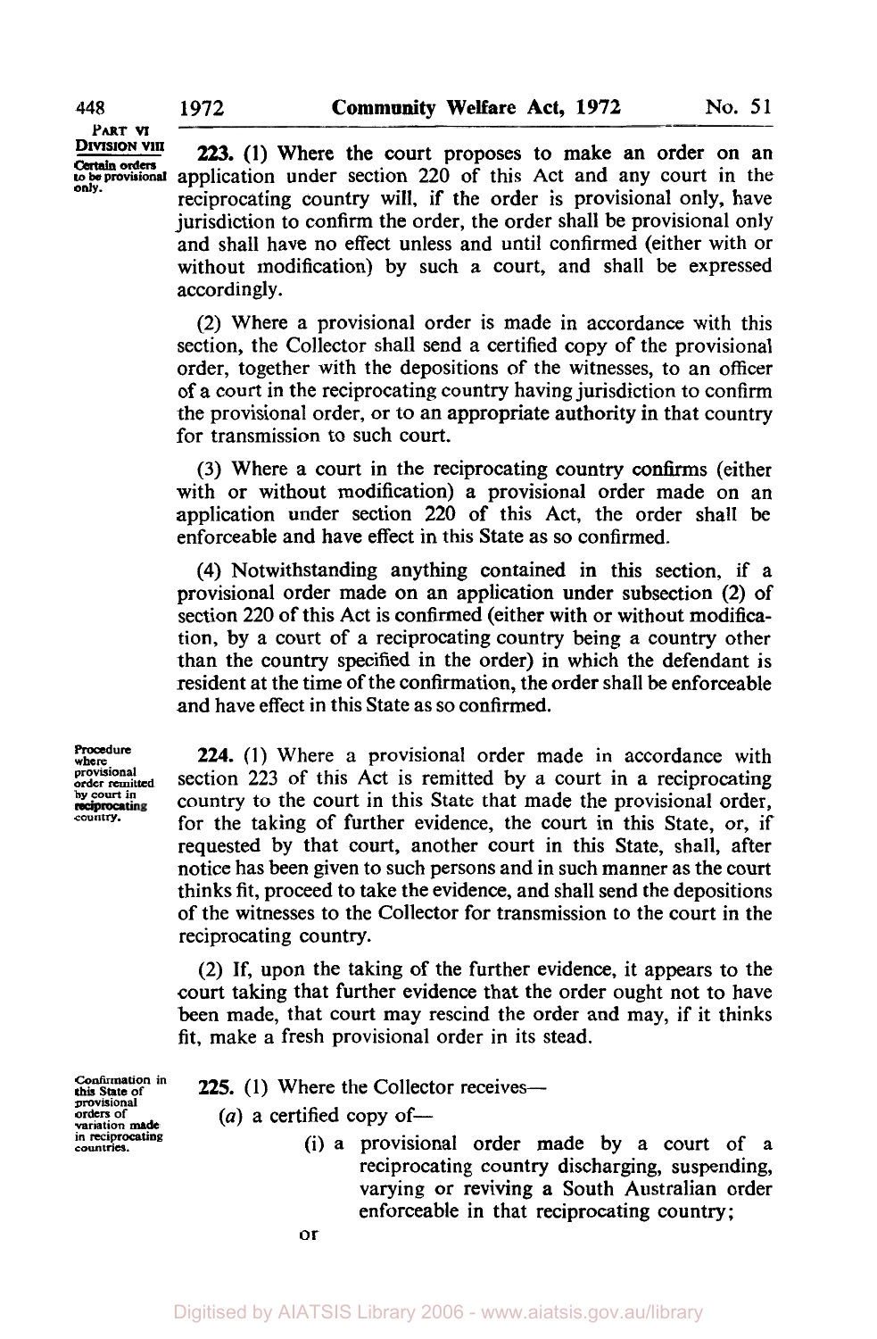PART VI
DIVISION VIII

Certain orders to be provisional only.

**223.** (1) Where the court proposes to make an order on an application under section 220 of this Act and any court in the reciprocating country will, if the order is provisional only, have jurisdiction to confirm the order, the order shall be provisional only and shall have no effect unless and until confirmed (either with or without modification) by such a court, and shall be expressed accordingly.

(2) Where a provisional order is made in accordance with this section, the Collector shall send a certified copy of the provisional order, together with the depositions of the witnesses, to an officer of a court in the reciprocating country having jurisdiction to confirm the provisional order, or to an appropriate authority in that country for transmission to such court.

(3) Where a court in the reciprocating country confirms (either with or without modification) a provisional order made on an application under section 220 of this Act, the order shall be enforceable and have effect in this State as so confirmed.

(4) Notwithstanding anything contained in this section, if a provisional order made on an application under subsection (2) of section 220 of this Act is confirmed (either with or without modification, by a court of a reciprocating country being a country other than the country specified in the order) in which the defendant is resident at the time of the confirmation, the order shall be enforceable and have effect in this State as so confirmed.

Procedure where provisional order remitted by court in reciprocating country.

**224.** (1) Where a provisional order made in accordance with section 223 of this Act is remitted by a court in a reciprocating country to the court in this State that made the provisional order, for the taking of further evidence, the court in this State, or, if requested by that court, another court in this State, shall, after notice has been given to such persons and in such manner as the court thinks fit, proceed to take the evidence, and shall send the depositions of the witnesses to the Collector for transmission to the court in the reciprocating country.

(2) If, upon the taking of the further evidence, it appears to the court taking that further evidence that the order ought not to have been made, that court may rescind the order and may, if it thinks fit, make a fresh provisional order in its stead.

Confirmation in this State of provisional orders of variation made in reciprocating countries.

**225.** (1) Where the Collector receives—

(*a*) a certified copy of—

(i) a provisional order made by a court of a reciprocating country discharging, suspending, varying or reviving a South Australian order enforceable in that reciprocating country;

or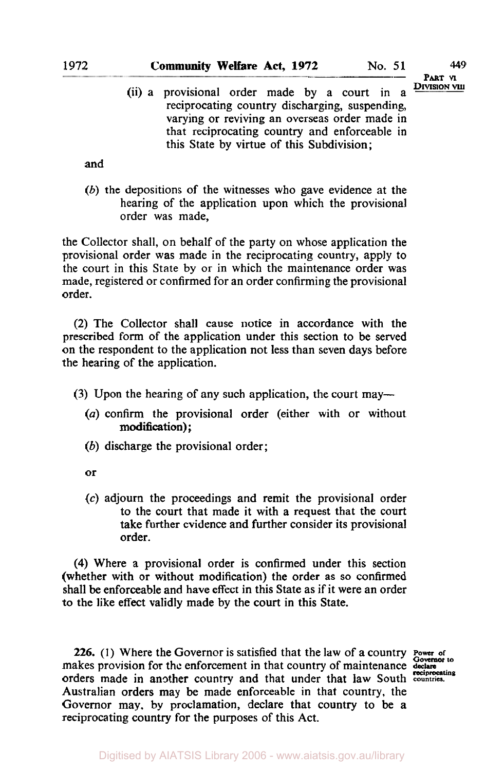(ii) a provisional order made by a court in a reciprocating country discharging, suspending, varying or reviving an overseas order made in that reciprocating country and enforceable in this State by virtue of this Subdivision;

and

(*b*) the depositions of the witnesses who gave evidence at the hearing of the application upon which the provisional order was made,

the Collector shall, on behalf of the party on whose application the provisional order was made in the reciprocating country, apply to the court in this State by or in which the maintenance order was made, registered or confirmed for an order confirming the provisional order.

(2) The Collector shall cause notice in accordance with the prescribed form of the application under this section to be served on the respondent to the application not less than seven days before the hearing of the application.

(3) Upon the hearing of any such application, the court may—

(*a*) confirm the provisional order (either with or without modification);

(*b*) discharge the provisional order;

or

(*c*) adjourn the proceedings and remit the provisional order to the court that made it with a request that the court take further evidence and further consider its provisional order.

(4) Where a provisional order is confirmed under this section (whether with or without modification) the order as so confirmed shall be enforceable and have effect in this State as if it were an order to the like effect validly made by the court in this State.

**Power of Governor to declare reciprocating countries.**

**226.** (1) Where the Governor is satisfied that the law of a country makes provision for the enforcement in that country of maintenance orders made in another country and that under that law South Australian orders may be made enforceable in that country, the Governor may, by proclamation, declare that country to be a reciprocating country for the purposes of this Act.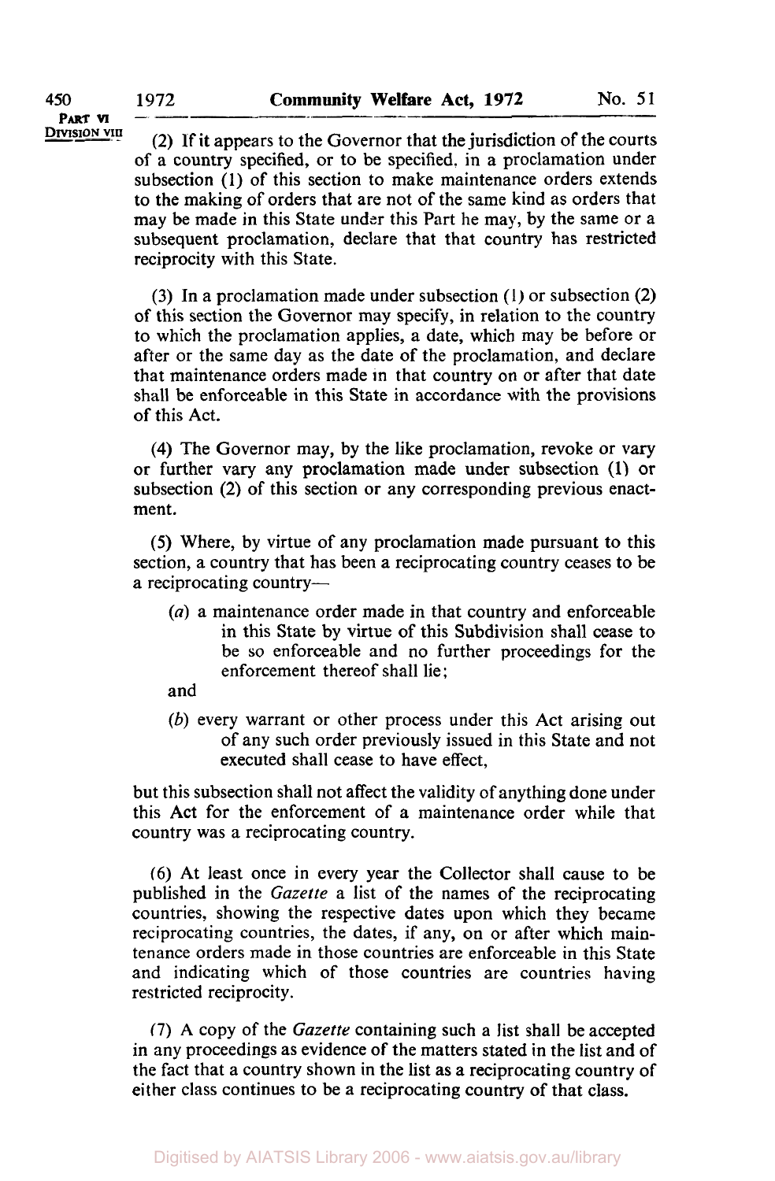(2) If it appears to the Governor that the jurisdiction of the courts of a country specified, or to be specified, in a proclamation under subsection (1) of this section to make maintenance orders extends to the making of orders that are not of the same kind as orders that may be made in this State under this Part he may, by the same or a subsequent proclamation, declare that that country has restricted reciprocity with this State.

(3) In a proclamation made under subsection (1) or subsection (2) of this section the Governor may specify, in relation to the country to which the proclamation applies, a date, which may be before or after or the same day as the date of the proclamation, and declare that maintenance orders made in that country on or after that date shall be enforceable in this State in accordance with the provisions of this Act.

(4) The Governor may, by the like proclamation, revoke or vary or further vary any proclamation made under subsection (1) or subsection (2) of this section or any corresponding previous enactment.

(5) Where, by virtue of any proclamation made pursuant to this section, a country that has been a reciprocating country ceases to be a reciprocating country—

- (*a*) a maintenance order made in that country and enforceable in this State by virtue of this Subdivision shall cease to be so enforceable and no further proceedings for the enforcement thereof shall lie;

and

- (*b*) every warrant or other process under this Act arising out of any such order previously issued in this State and not executed shall cease to have effect,

but this subsection shall not affect the validity of anything done under this Act for the enforcement of a maintenance order while that country was a reciprocating country.

(6) At least once in every year the Collector shall cause to be published in the *Gazette* a list of the names of the reciprocating countries, showing the respective dates upon which they became reciprocating countries, the dates, if any, on or after which maintenance orders made in those countries are enforceable in this State and indicating which of those countries are countries having restricted reciprocity.

(7) A copy of the *Gazette* containing such a list shall be accepted in any proceedings as evidence of the matters stated in the list and of the fact that a country shown in the list as a reciprocating country of either class continues to be a reciprocating country of that class.